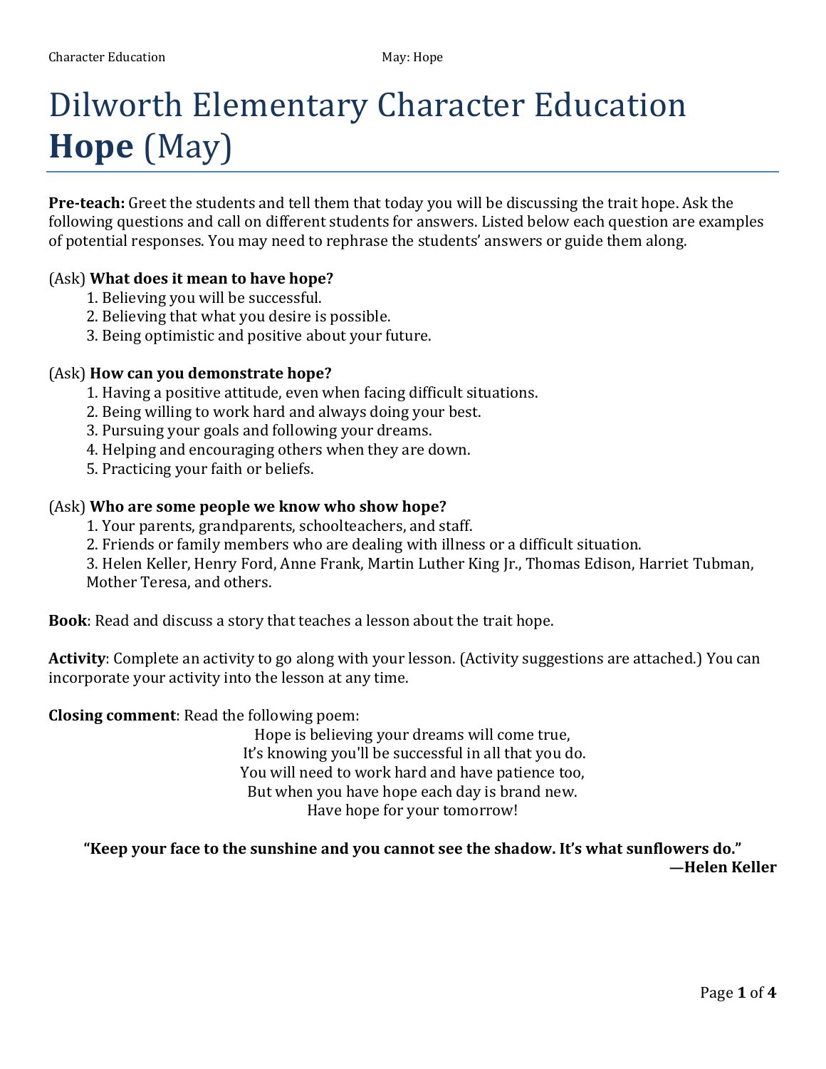# Dilworth Elementary Character Education **Hope** (May)

**Pre-teach:** Greet the students and tell them that today you will be discussing the trait hope. Ask the following questions and call on different students for answers. Listed below each question are examples of potential responses. You may need to rephrase the students' answers or guide them along.

(Ask) **What does it mean to have hope?**

1. Believing you will be successful.
2. Believing that what you desire is possible.
3. Being optimistic and positive about your future.

(Ask) **How can you demonstrate hope?**

1. Having a positive attitude, even when facing difficult situations.
2. Being willing to work hard and always doing your best.
3. Pursuing your goals and following your dreams.
4. Helping and encouraging others when they are down.
5. Practicing your faith or beliefs.

(Ask) **Who are some people we know who show hope?**

1. Your parents, grandparents, schoolteachers, and staff.
2. Friends or family members who are dealing with illness or a difficult situation.
3. Helen Keller, Henry Ford, Anne Frank, Martin Luther King Jr., Thomas Edison, Harriet Tubman, Mother Teresa, and others.

**Book**: Read and discuss a story that teaches a lesson about the trait hope.

**Activity**: Complete an activity to go along with your lesson. (Activity suggestions are attached.) You can incorporate your activity into the lesson at any time.

**Closing comment**: Read the following poem:

Hope is believing your dreams will come true,
It's knowing you'll be successful in all that you do.
You will need to work hard and have patience too,
But when you have hope each day is brand new.
Have hope for your tomorrow!

**"Keep your face to the sunshine and you cannot see the shadow. It's what sunflowers do."**
**—Helen Keller**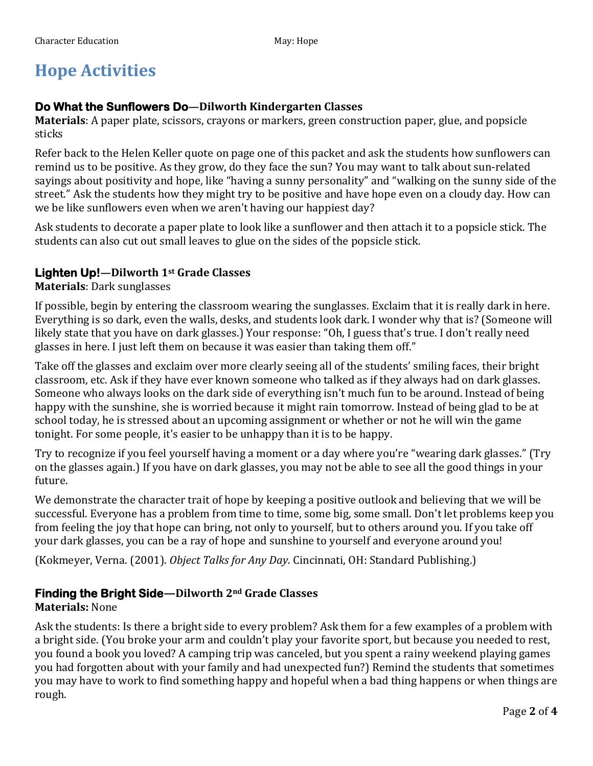# Hope Activities

### **Do What the Sunflowers Do—Dilworth Kindergarten Classes**

**Materials**: A paper plate, scissors, crayons or markers, green construction paper, glue, and popsicle sticks

Refer back to the Helen Keller quote on page one of this packet and ask the students how sunflowers can remind us to be positive. As they grow, do they face the sun? You may want to talk about sun-related sayings about positivity and hope, like "having a sunny personality" and "walking on the sunny side of the street." Ask the students how they might try to be positive and have hope even on a cloudy day. How can we be like sunflowers even when we aren't having our happiest day?

Ask students to decorate a paper plate to look like a sunflower and then attach it to a popsicle stick. The students can also cut out small leaves to glue on the sides of the popsicle stick.

### **Lighten Up!—Dilworth 1st Grade Classes**

**Materials**: Dark sunglasses

If possible, begin by entering the classroom wearing the sunglasses. Exclaim that it is really dark in here. Everything is so dark, even the walls, desks, and students look dark. I wonder why that is? (Someone will likely state that you have on dark glasses.) Your response: "Oh, I guess that's true. I don't really need glasses in here. I just left them on because it was easier than taking them off."

Take off the glasses and exclaim over more clearly seeing all of the students' smiling faces, their bright classroom, etc. Ask if they have ever known someone who talked as if they always had on dark glasses. Someone who always looks on the dark side of everything isn't much fun to be around. Instead of being happy with the sunshine, she is worried because it might rain tomorrow. Instead of being glad to be at school today, he is stressed about an upcoming assignment or whether or not he will win the game tonight. For some people, it's easier to be unhappy than it is to be happy.

Try to recognize if you feel yourself having a moment or a day where you're "wearing dark glasses." (Try on the glasses again.) If you have on dark glasses, you may not be able to see all the good things in your future.

We demonstrate the character trait of hope by keeping a positive outlook and believing that we will be successful. Everyone has a problem from time to time, some big, some small. Don't let problems keep you from feeling the joy that hope can bring, not only to yourself, but to others around you. If you take off your dark glasses, you can be a ray of hope and sunshine to yourself and everyone around you!

(Kokmeyer, Verna. (2001). *Object Talks for Any Day.* Cincinnati, OH: Standard Publishing.)

### **Finding the Bright Side—Dilworth 2nd Grade Classes**

**Materials:** None

Ask the students: Is there a bright side to every problem? Ask them for a few examples of a problem with a bright side. (You broke your arm and couldn't play your favorite sport, but because you needed to rest, you found a book you loved? A camping trip was canceled, but you spent a rainy weekend playing games you had forgotten about with your family and had unexpected fun?) Remind the students that sometimes you may have to work to find something happy and hopeful when a bad thing happens or when things are rough.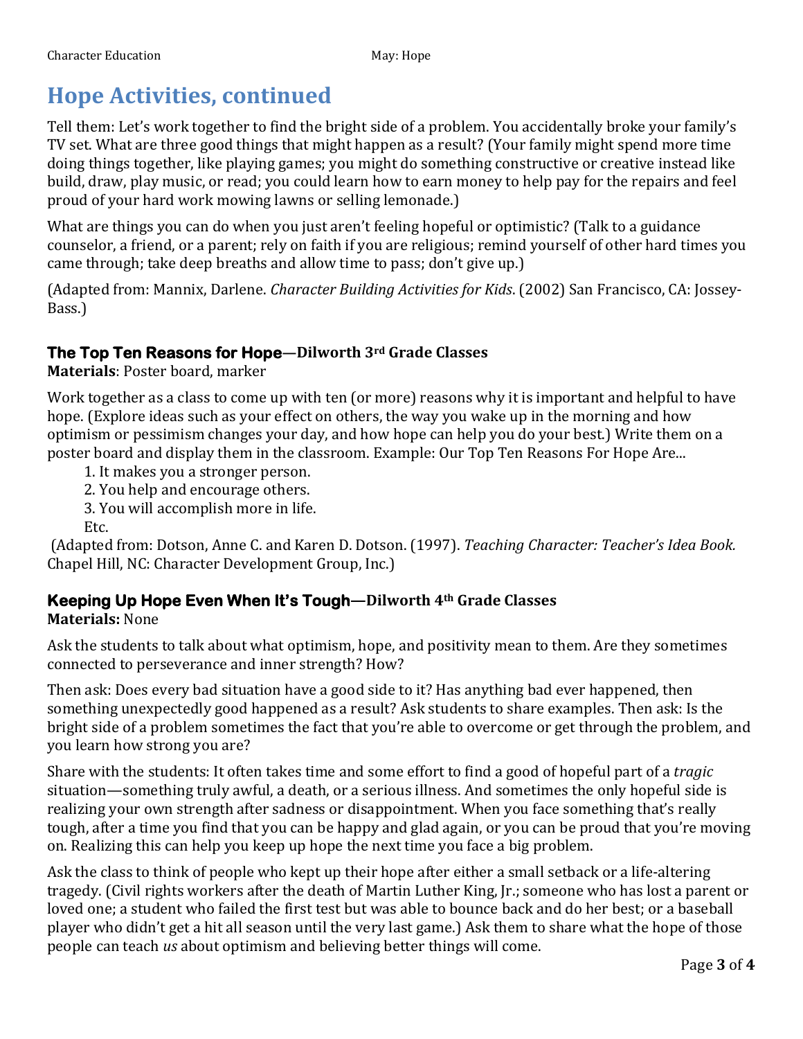# Hope Activities, continued

Tell them: Let's work together to find the bright side of a problem. You accidentally broke your family's TV set. What are three good things that might happen as a result? (Your family might spend more time doing things together, like playing games; you might do something constructive or creative instead like build, draw, play music, or read; you could learn how to earn money to help pay for the repairs and feel proud of your hard work mowing lawns or selling lemonade.)

What are things you can do when you just aren't feeling hopeful or optimistic? (Talk to a guidance counselor, a friend, or a parent; rely on faith if you are religious; remind yourself of other hard times you came through; take deep breaths and allow time to pass; don't give up.)

(Adapted from: Mannix, Darlene. *Character Building Activities for Kids*. (2002) San Francisco, CA: Jossey-Bass.)

### The Top Ten Reasons for Hope—Dilworth 3rd Grade Classes

**Materials**: Poster board, marker

Work together as a class to come up with ten (or more) reasons why it is important and helpful to have hope. (Explore ideas such as your effect on others, the way you wake up in the morning and how optimism or pessimism changes your day, and how hope can help you do your best.) Write them on a poster board and display them in the classroom. Example: Our Top Ten Reasons For Hope Are...

1. It makes you a stronger person.
2. You help and encourage others.
3. You will accomplish more in life.

Etc.

(Adapted from: Dotson, Anne C. and Karen D. Dotson. (1997). *Teaching Character: Teacher's Idea Book.* Chapel Hill, NC: Character Development Group, Inc.)

### Keeping Up Hope Even When It's Tough—Dilworth 4th Grade Classes

**Materials:** None

Ask the students to talk about what optimism, hope, and positivity mean to them. Are they sometimes connected to perseverance and inner strength? How?

Then ask: Does every bad situation have a good side to it? Has anything bad ever happened, then something unexpectedly good happened as a result? Ask students to share examples. Then ask: Is the bright side of a problem sometimes the fact that you're able to overcome or get through the problem, and you learn how strong you are?

Share with the students: It often takes time and some effort to find a good of hopeful part of a *tragic* situation—something truly awful, a death, or a serious illness. And sometimes the only hopeful side is realizing your own strength after sadness or disappointment. When you face something that's really tough, after a time you find that you can be happy and glad again, or you can be proud that you're moving on. Realizing this can help you keep up hope the next time you face a big problem.

Ask the class to think of people who kept up their hope after either a small setback or a life-altering tragedy. (Civil rights workers after the death of Martin Luther King, Jr.; someone who has lost a parent or loved one; a student who failed the first test but was able to bounce back and do her best; or a baseball player who didn't get a hit all season until the very last game.) Ask them to share what the hope of those people can teach *us* about optimism and believing better things will come.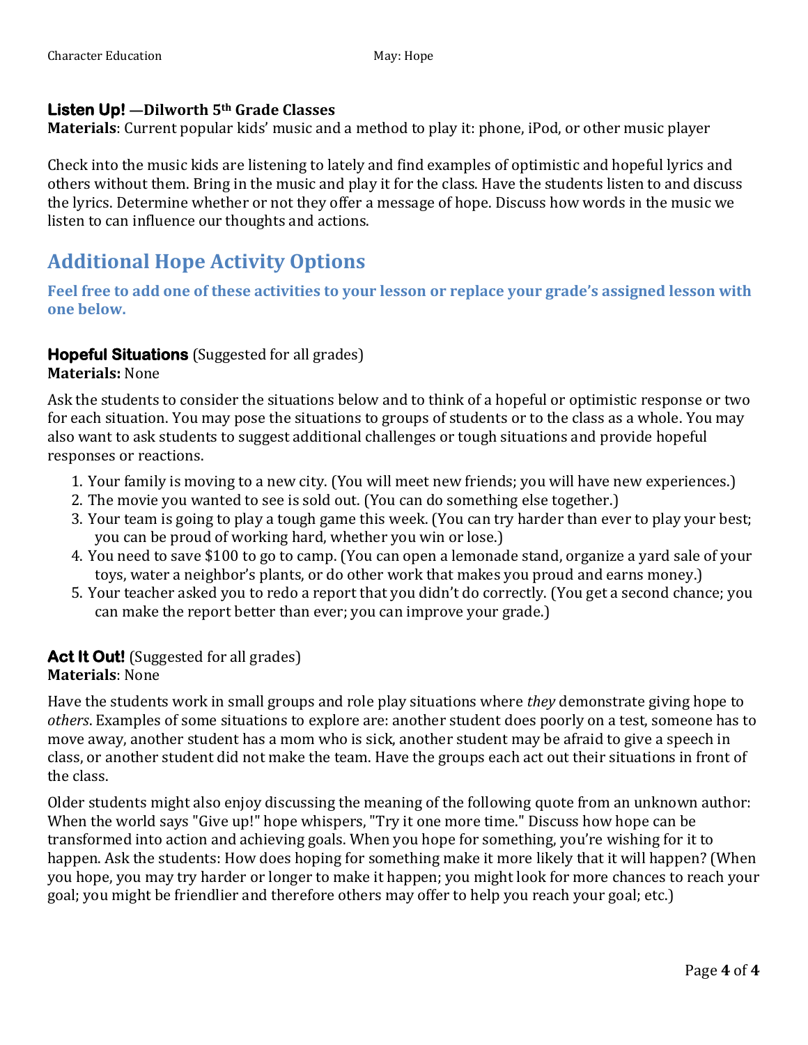### **Listen Up!** —Dilworth 5th Grade Classes

**Materials**: Current popular kids' music and a method to play it: phone, iPod, or other music player

Check into the music kids are listening to lately and find examples of optimistic and hopeful lyrics and others without them. Bring in the music and play it for the class. Have the students listen to and discuss the lyrics. Determine whether or not they offer a message of hope. Discuss how words in the music we listen to can influence our thoughts and actions.

## Additional Hope Activity Options

**Feel free to add one of these activities to your lesson or replace your grade's assigned lesson with one below.**

### **Hopeful Situations** (Suggested for all grades)

**Materials:** None

Ask the students to consider the situations below and to think of a hopeful or optimistic response or two for each situation. You may pose the situations to groups of students or to the class as a whole. You may also want to ask students to suggest additional challenges or tough situations and provide hopeful responses or reactions.

1. Your family is moving to a new city. (You will meet new friends; you will have new experiences.)
2. The movie you wanted to see is sold out. (You can do something else together.)
3. Your team is going to play a tough game this week. (You can try harder than ever to play your best; you can be proud of working hard, whether you win or lose.)
4. You need to save $100 to go to camp. (You can open a lemonade stand, organize a yard sale of your toys, water a neighbor's plants, or do other work that makes you proud and earns money.)
5. Your teacher asked you to redo a report that you didn't do correctly. (You get a second chance; you can make the report better than ever; you can improve your grade.)

### **Act It Out!** (Suggested for all grades)

**Materials**: None

Have the students work in small groups and role play situations where *they* demonstrate giving hope to *others*. Examples of some situations to explore are: another student does poorly on a test, someone has to move away, another student has a mom who is sick, another student may be afraid to give a speech in class, or another student did not make the team. Have the groups each act out their situations in front of the class.

Older students might also enjoy discussing the meaning of the following quote from an unknown author: When the world says "Give up!" hope whispers, "Try it one more time." Discuss how hope can be transformed into action and achieving goals. When you hope for something, you're wishing for it to happen. Ask the students: How does hoping for something make it more likely that it will happen? (When you hope, you may try harder or longer to make it happen; you might look for more chances to reach your goal; you might be friendlier and therefore others may offer to help you reach your goal; etc.)